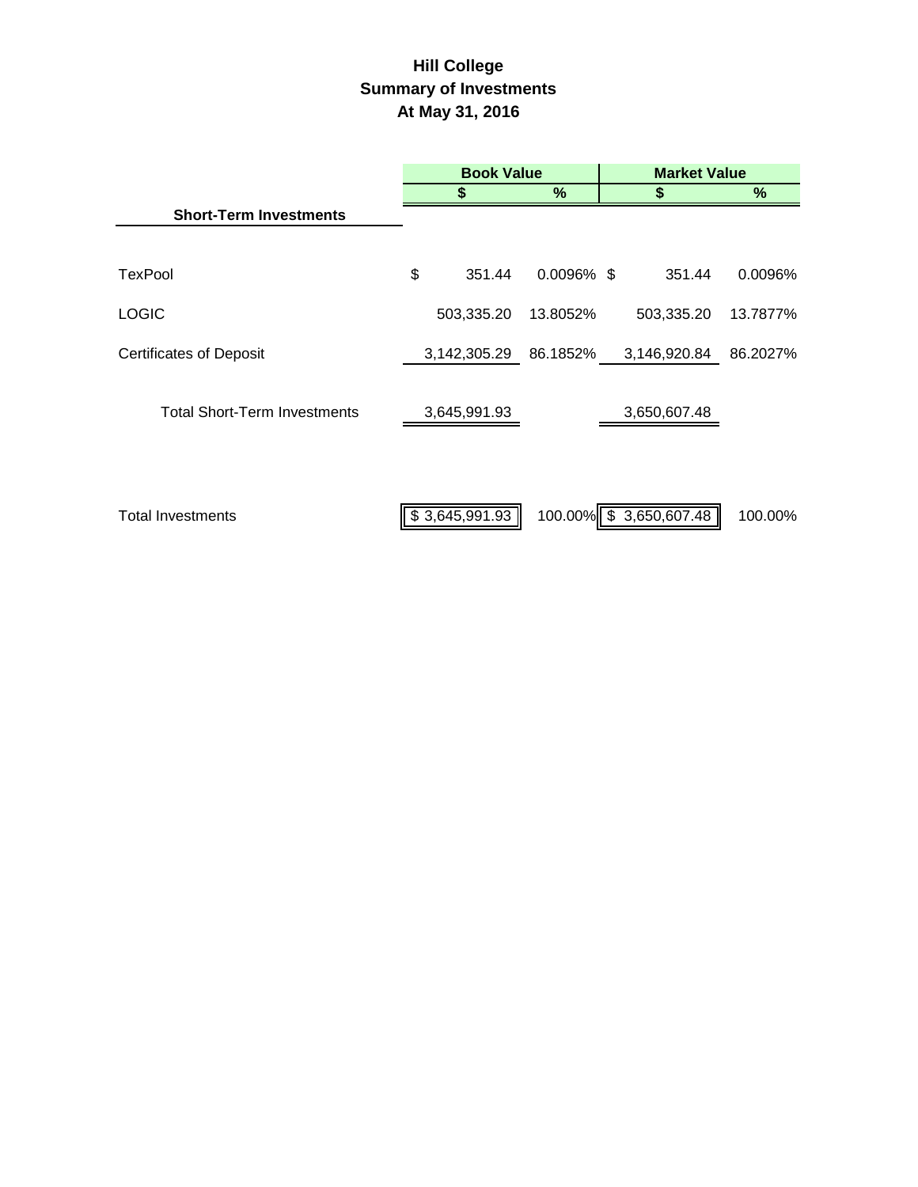# Hill College
## Summary of Investments
## At May 31, 2016

| | Book Value | | Market Value | |
|---|---|---|---|---|
| | $ | % | $ | % |
| **Short-Term Investments** | | | | |
| TexPool | $ 351.44 | 0.0096% | $ 351.44 | 0.0096% |
| LOGIC | 503,335.20 | 13.8052% | 503,335.20 | 13.7877% |
| Certificates of Deposit | 3,142,305.29 | 86.1852% | 3,146,920.84 | 86.2027% |
| Total Short-Term Investments | 3,645,991.93 | | 3,650,607.48 | |
| Total Investments | $ 3,645,991.93 | 100.00% | $ 3,650,607.48 | 100.00% |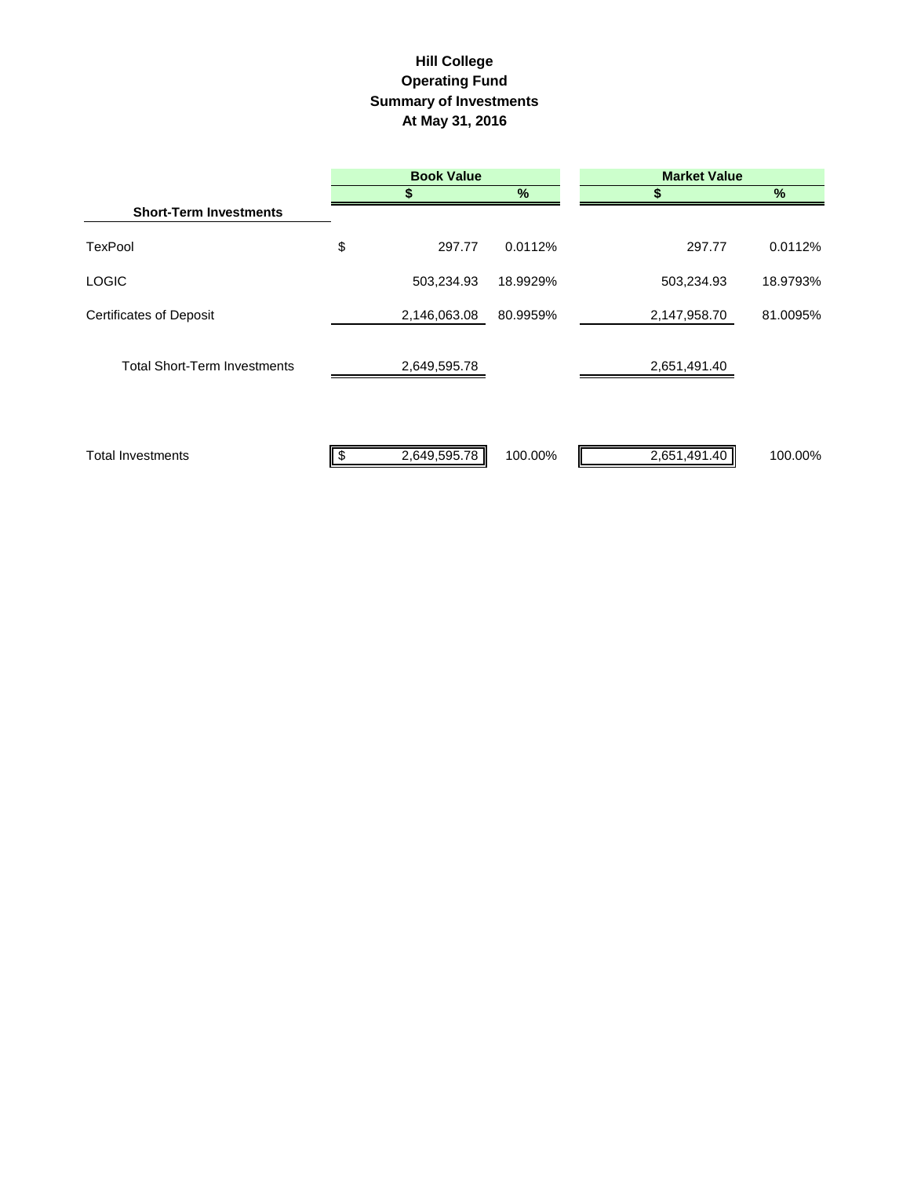# Hill College
## Operating Fund
## Summary of Investments
## At May 31, 2016

| | Book Value | | | Market Value | |
|---|---|---|---|---|---|
| | | $ | % | $ | % |
| **Short-Term Investments** | | | | | |
| TexPool | $ | 297.77 | 0.0112% | 297.77 | 0.0112% |
| LOGIC | | 503,234.93 | 18.9929% | 503,234.93 | 18.9793% |
| Certificates of Deposit | | 2,146,063.08 | 80.9959% | 2,147,958.70 | 81.0095% |
| Total Short-Term Investments | | 2,649,595.78 | | 2,651,491.40 | |
| Total Investments | $ | 2,649,595.78 | 100.00% | 2,651,491.40 | 100.00% |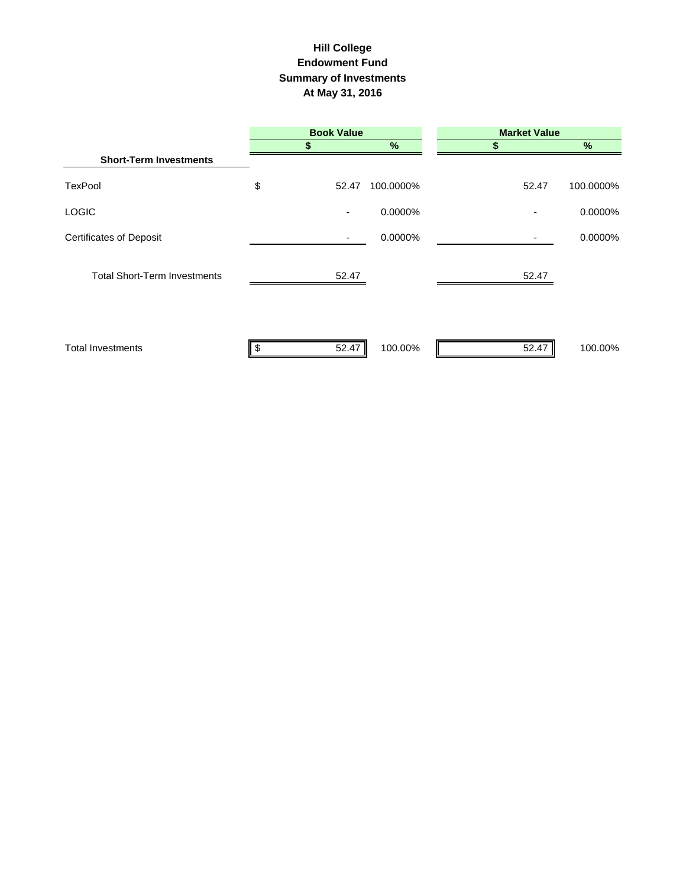# Hill College
## Endowment Fund
## Summary of Investments
## At May 31, 2016

| | Book Value | | Market Value | |
|---|---|---|---|---|
| | $ | % | $ | % |
| **Short-Term Investments** | | | | |
| TexPool | $ 52.47 | 100.0000% | 52.47 | 100.0000% |
| LOGIC | - | 0.0000% | - | 0.0000% |
| Certificates of Deposit | - | 0.0000% | - | 0.0000% |
| Total Short-Term Investments | 52.47 | | 52.47 | |
| Total Investments | $ 52.47 | 100.00% | 52.47 | 100.00% |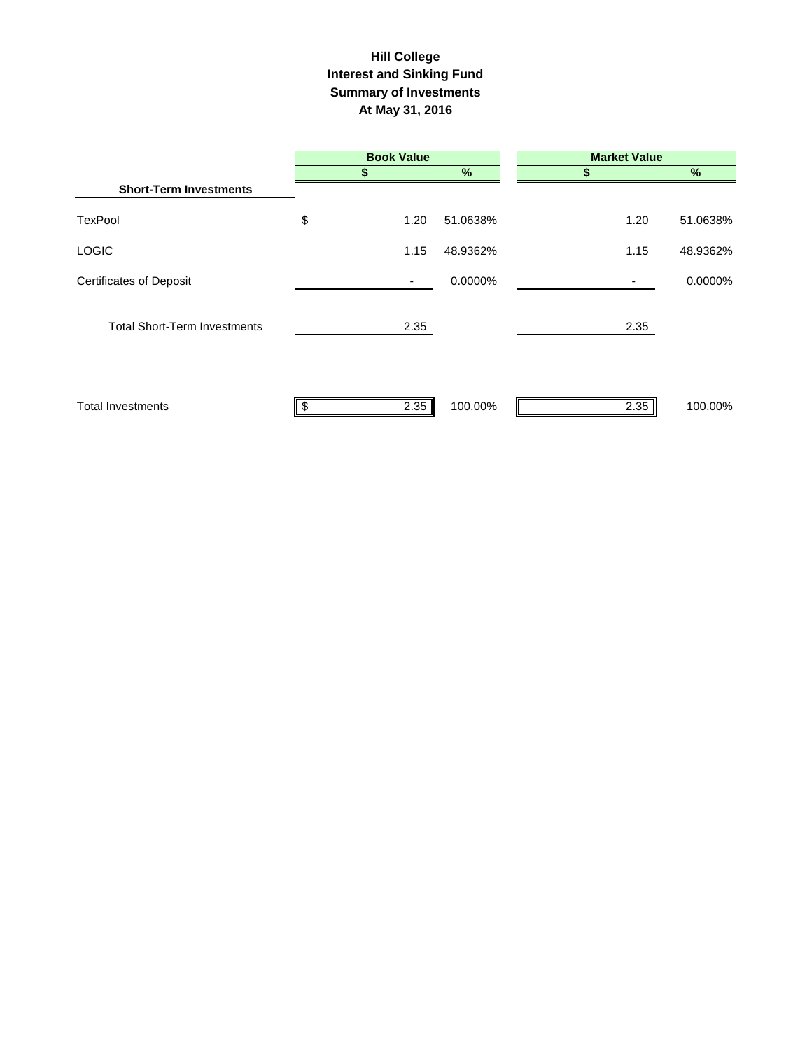# Hill College
## Interest and Sinking Fund
## Summary of Investments
## At May 31, 2016

| | Book Value | | Market Value | |
|---|---|---|---|---|
| | $ | % | $ | % |
| **Short-Term Investments** | | | | |
| TexPool | $ 1.20 | 51.0638% | 1.20 | 51.0638% |
| LOGIC | 1.15 | 48.9362% | 1.15 | 48.9362% |
| Certificates of Deposit | - | 0.0000% | - | 0.0000% |
| Total Short-Term Investments | 2.35 | | 2.35 | |
| Total Investments | $ 2.35 | 100.00% | 2.35 | 100.00% |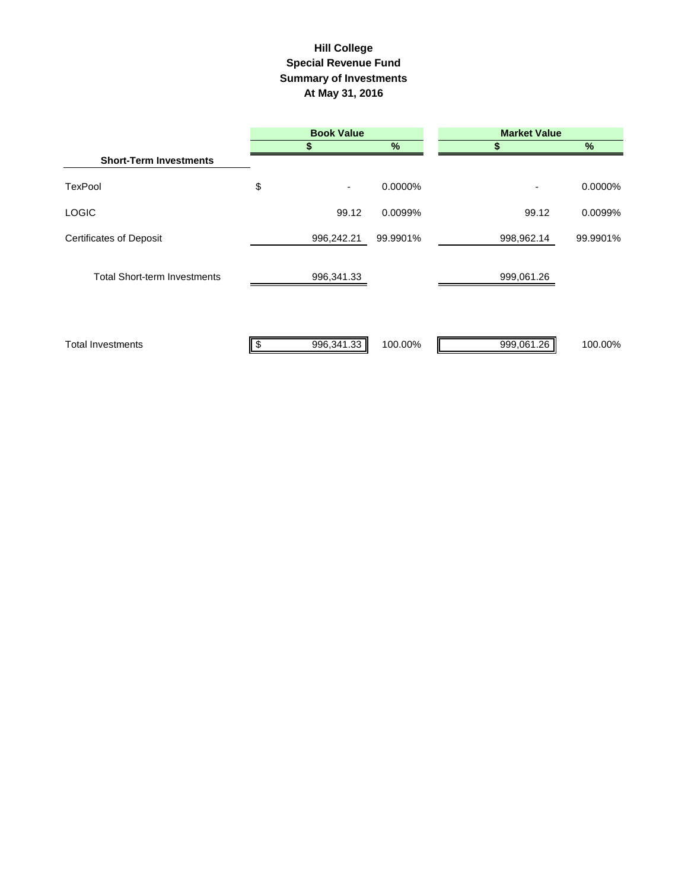# Hill College
## Special Revenue Fund
## Summary of Investments
## At May 31, 2016

| | Book Value | | Market Value | |
|---|---|---|---|---|
| | $ | % | $ | % |
| **Short-Term Investments** | | | | |
| TexPool | $ - | 0.0000% | - | 0.0000% |
| LOGIC | 99.12 | 0.0099% | 99.12 | 0.0099% |
| Certificates of Deposit | 996,242.21 | 99.9901% | 998,962.14 | 99.9901% |
| Total Short-term Investments | 996,341.33 | | 999,061.26 | |
| Total Investments | $ 996,341.33 | 100.00% | 999,061.26 | 100.00% |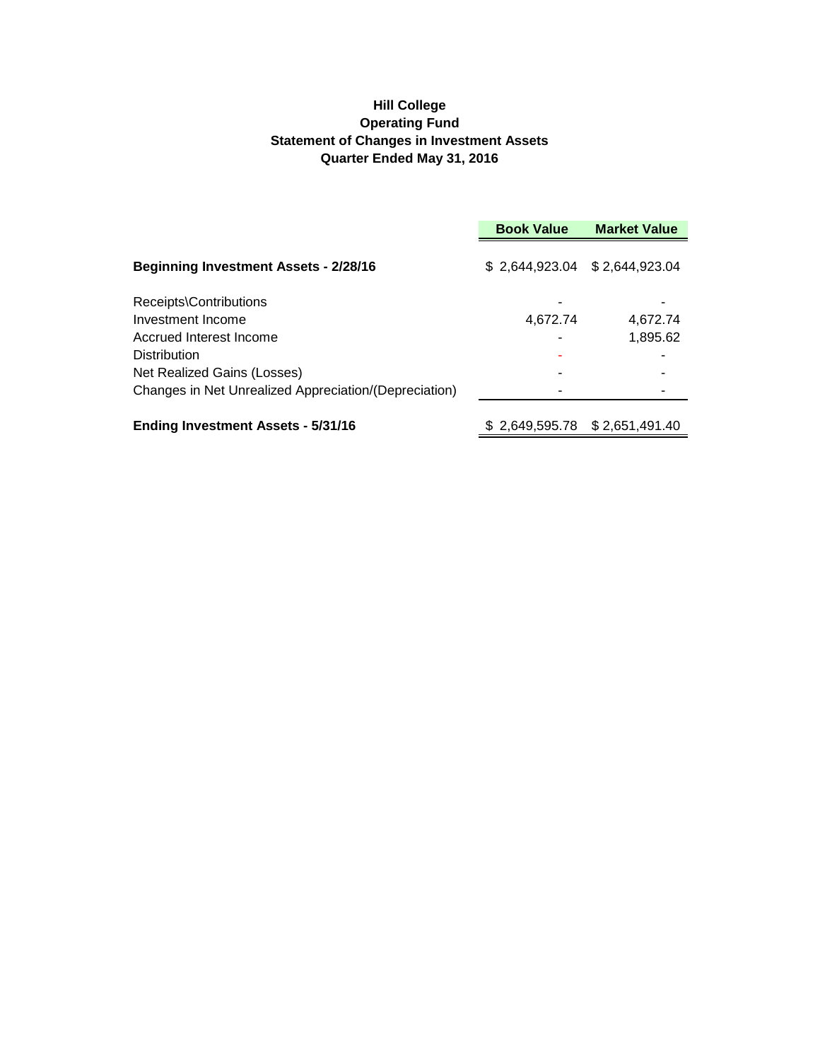**Hill College**
**Operating Fund**
**Statement of Changes in Investment Assets**
**Quarter Ended May 31, 2016**

| | Book Value | Market Value |
|---|---|---|
| **Beginning Investment Assets - 2/28/16** | $ 2,644,923.04 | $ 2,644,923.04 |
| Receipts\Contributions | - | - |
| Investment Income | 4,672.74 | 4,672.74 |
| Accrued Interest Income | - | 1,895.62 |
| Distribution | - | - |
| Net Realized Gains (Losses) | - | - |
| Changes in Net Unrealized Appreciation/(Depreciation) | - | - |
| **Ending Investment Assets - 5/31/16** | $ 2,649,595.78 | $ 2,651,491.40 |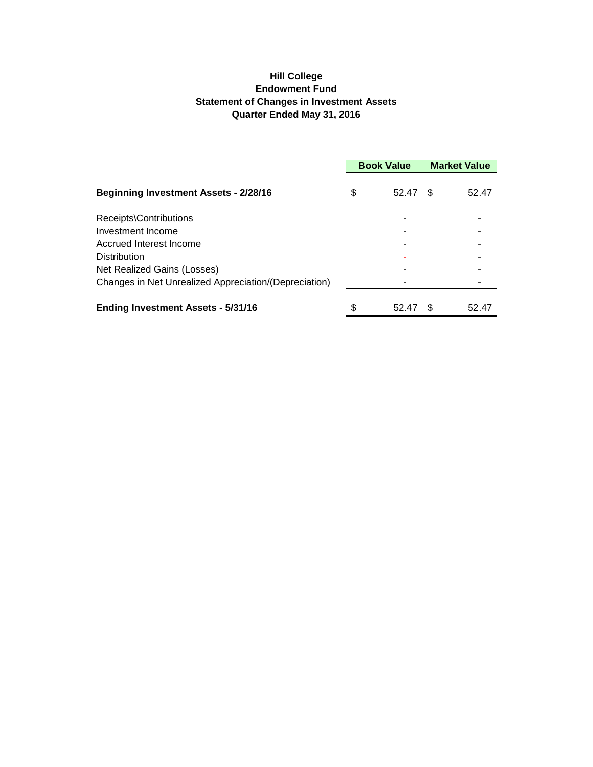**Hill College**
**Endowment Fund**
**Statement of Changes in Investment Assets**
**Quarter Ended May 31, 2016**

| | Book Value | Market Value |
|---|---|---|
| **Beginning Investment Assets - 2/28/16** | $ 52.47 | $ 52.47 |
| Receipts\Contributions | - | - |
| Investment Income | - | - |
| Accrued Interest Income | - | - |
| Distribution | - | - |
| Net Realized Gains (Losses) | - | - |
| Changes in Net Unrealized Appreciation/(Depreciation) | - | - |
| **Ending Investment Assets - 5/31/16** | $ 52.47 | $ 52.47 |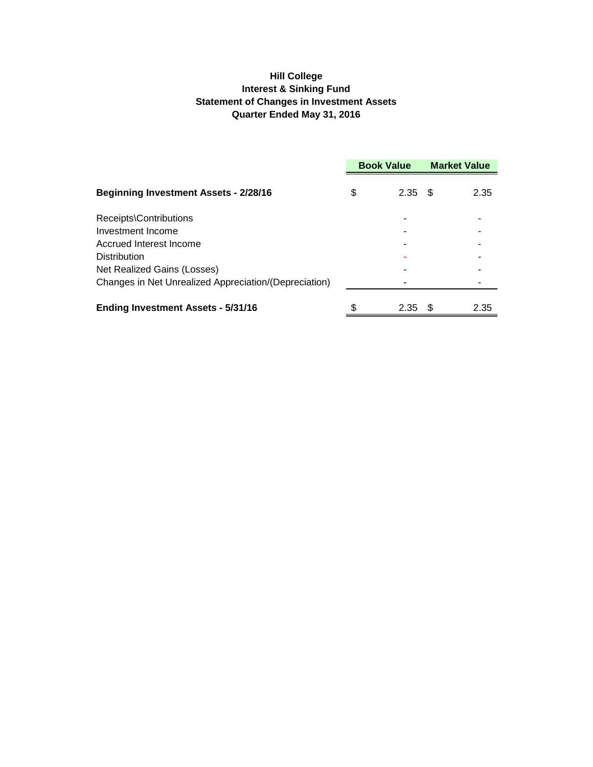**Hill College**
**Interest & Sinking Fund**
**Statement of Changes in Investment Assets**
**Quarter Ended May 31, 2016**

| | Book Value | Market Value |
|---|---|---|
| **Beginning Investment Assets - 2/28/16** | $ 2.35 | $ 2.35 |
| Receipts\Contributions | - | - |
| Investment Income | - | - |
| Accrued Interest Income | - | - |
| Distribution | - | - |
| Net Realized Gains (Losses) | - | - |
| Changes in Net Unrealized Appreciation/(Depreciation) | - | - |
| **Ending Investment Assets - 5/31/16** | $ 2.35 | $ 2.35 |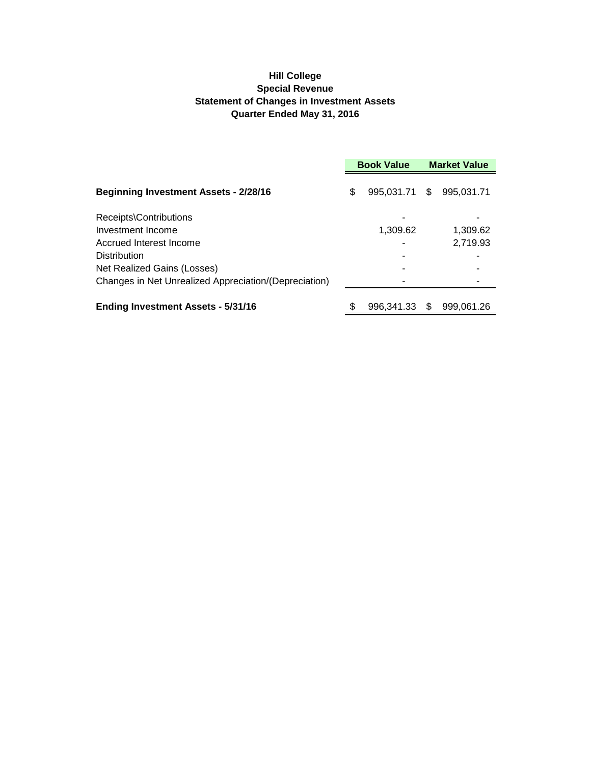# Hill College
## Special Revenue
## Statement of Changes in Investment Assets
## Quarter Ended May 31, 2016

| | Book Value | Market Value |
|---|---|---|
| **Beginning Investment Assets - 2/28/16** | $ 995,031.71 | $ 995,031.71 |
| Receipts\Contributions | - | - |
| Investment Income | 1,309.62 | 1,309.62 |
| Accrued Interest Income | - | 2,719.93 |
| Distribution | - | - |
| Net Realized Gains (Losses) | - | - |
| Changes in Net Unrealized Appreciation/(Depreciation) | - | - |
| **Ending Investment Assets - 5/31/16** | $ 996,341.33 | $ 999,061.26 |